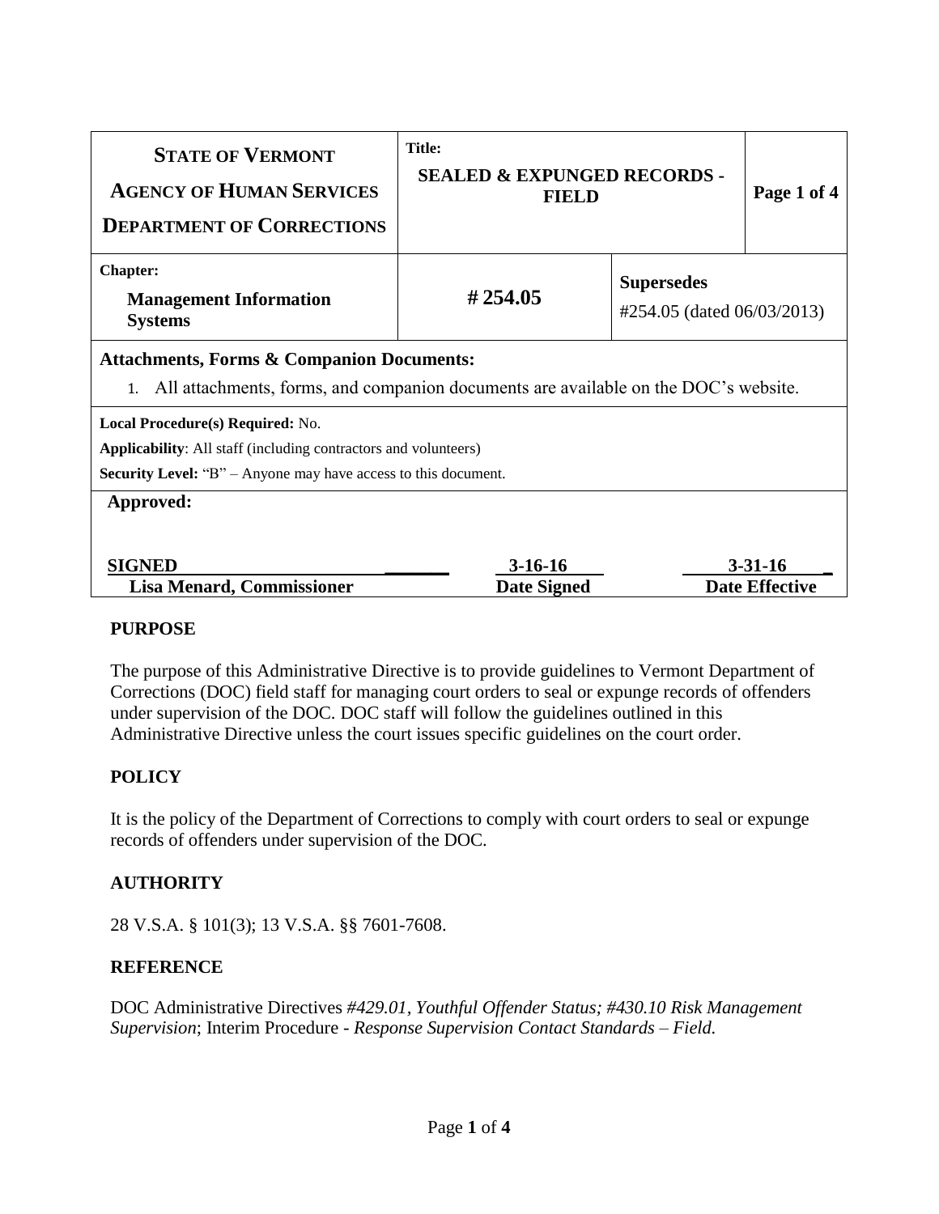| **STATE OF VERMONT**<br>**AGENCY OF HUMAN SERVICES**<br>**DEPARTMENT OF CORRECTIONS** | **Title:**<br>**SEALED & EXPUNGED RECORDS - FIELD** | | **Page 1 of 4** |
|---|---|---|---|
| **Chapter:**<br>**Management Information Systems** | **# 254.05** | **Supersedes**<br>#254.05 (dated 06/03/2013) | |

**Attachments, Forms & Companion Documents:**

1. All attachments, forms, and companion documents are available on the DOC's website.

**Local Procedure(s) Required:** No.

**Applicability**: All staff (including contractors and volunteers)

**Security Level:** "B" – Anyone may have access to this document.

**Approved:**

| **SIGNED** | **3-16-16** | **3-31-16** |
|---|---|---|
| **Lisa Menard, Commissioner** | **Date Signed** | **Date Effective** |

## PURPOSE

The purpose of this Administrative Directive is to provide guidelines to Vermont Department of Corrections (DOC) field staff for managing court orders to seal or expunge records of offenders under supervision of the DOC. DOC staff will follow the guidelines outlined in this Administrative Directive unless the court issues specific guidelines on the court order.

## POLICY

It is the policy of the Department of Corrections to comply with court orders to seal or expunge records of offenders under supervision of the DOC.

## AUTHORITY

28 V.S.A. § 101(3); 13 V.S.A. §§ 7601-7608.

## REFERENCE

DOC Administrative Directives *#429.01, Youthful Offender Status; #430.10 Risk Management Supervision*; Interim Procedure - *Response Supervision Contact Standards – Field.*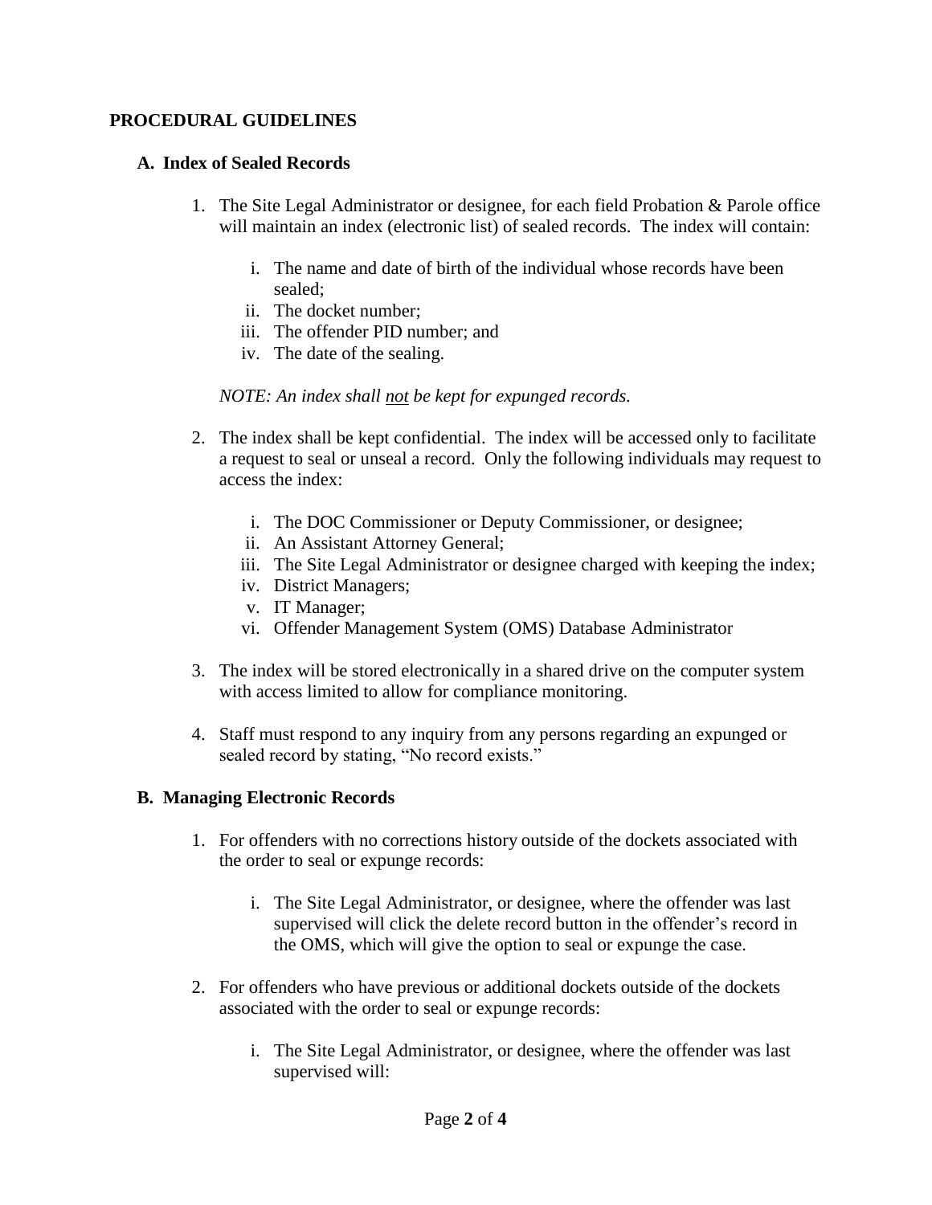## PROCEDURAL GUIDELINES

### A. Index of Sealed Records

1. The Site Legal Administrator or designee, for each field Probation & Parole office will maintain an index (electronic list) of sealed records. The index will contain:

   i. The name and date of birth of the individual whose records have been sealed;
   ii. The docket number;
   iii. The offender PID number; and
   iv. The date of the sealing.

   *NOTE: An index shall not be kept for expunged records.*

2. The index shall be kept confidential. The index will be accessed only to facilitate a request to seal or unseal a record. Only the following individuals may request to access the index:

   i. The DOC Commissioner or Deputy Commissioner, or designee;
   ii. An Assistant Attorney General;
   iii. The Site Legal Administrator or designee charged with keeping the index;
   iv. District Managers;
   v. IT Manager;
   vi. Offender Management System (OMS) Database Administrator

3. The index will be stored electronically in a shared drive on the computer system with access limited to allow for compliance monitoring.

4. Staff must respond to any inquiry from any persons regarding an expunged or sealed record by stating, "No record exists."

### B. Managing Electronic Records

1. For offenders with no corrections history outside of the dockets associated with the order to seal or expunge records:

   i. The Site Legal Administrator, or designee, where the offender was last supervised will click the delete record button in the offender's record in the OMS, which will give the option to seal or expunge the case.

2. For offenders who have previous or additional dockets outside of the dockets associated with the order to seal or expunge records:

   i. The Site Legal Administrator, or designee, where the offender was last supervised will: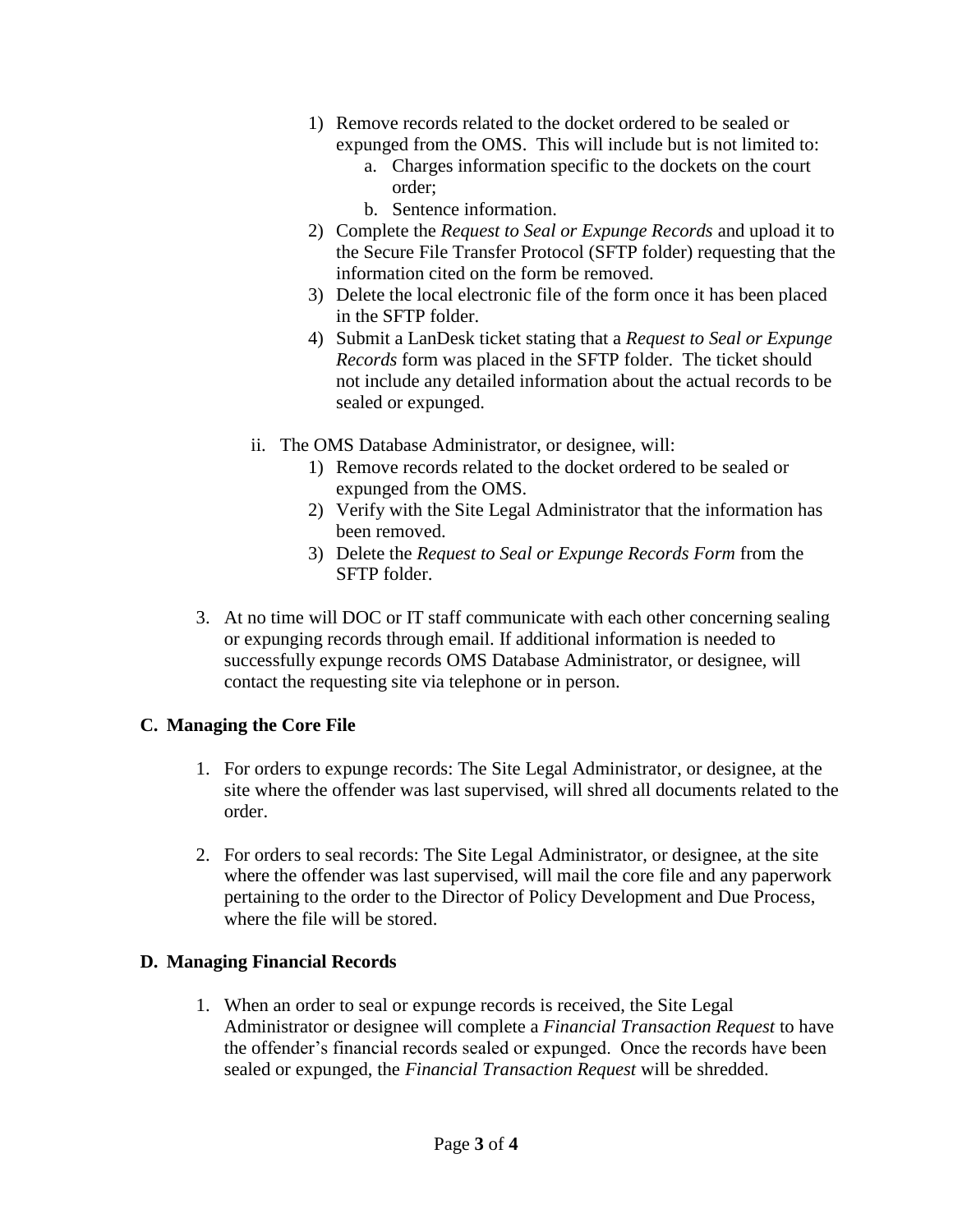1) Remove records related to the docket ordered to be sealed or expunged from the OMS. This will include but is not limited to:
   a. Charges information specific to the dockets on the court order;
   b. Sentence information.
2) Complete the *Request to Seal or Expunge Records* and upload it to the Secure File Transfer Protocol (SFTP folder) requesting that the information cited on the form be removed.
3) Delete the local electronic file of the form once it has been placed in the SFTP folder.
4) Submit a LanDesk ticket stating that a *Request to Seal or Expunge Records* form was placed in the SFTP folder. The ticket should not include any detailed information about the actual records to be sealed or expunged.

ii. The OMS Database Administrator, or designee, will:
   1) Remove records related to the docket ordered to be sealed or expunged from the OMS.
   2) Verify with the Site Legal Administrator that the information has been removed.
   3) Delete the *Request to Seal or Expunge Records Form* from the SFTP folder.

3. At no time will DOC or IT staff communicate with each other concerning sealing or expunging records through email. If additional information is needed to successfully expunge records OMS Database Administrator, or designee, will contact the requesting site via telephone or in person.

## C. Managing the Core File

1. For orders to expunge records: The Site Legal Administrator, or designee, at the site where the offender was last supervised, will shred all documents related to the order.

2. For orders to seal records: The Site Legal Administrator, or designee, at the site where the offender was last supervised, will mail the core file and any paperwork pertaining to the order to the Director of Policy Development and Due Process, where the file will be stored.

## D. Managing Financial Records

1. When an order to seal or expunge records is received, the Site Legal Administrator or designee will complete a *Financial Transaction Request* to have the offender's financial records sealed or expunged. Once the records have been sealed or expunged, the *Financial Transaction Request* will be shredded.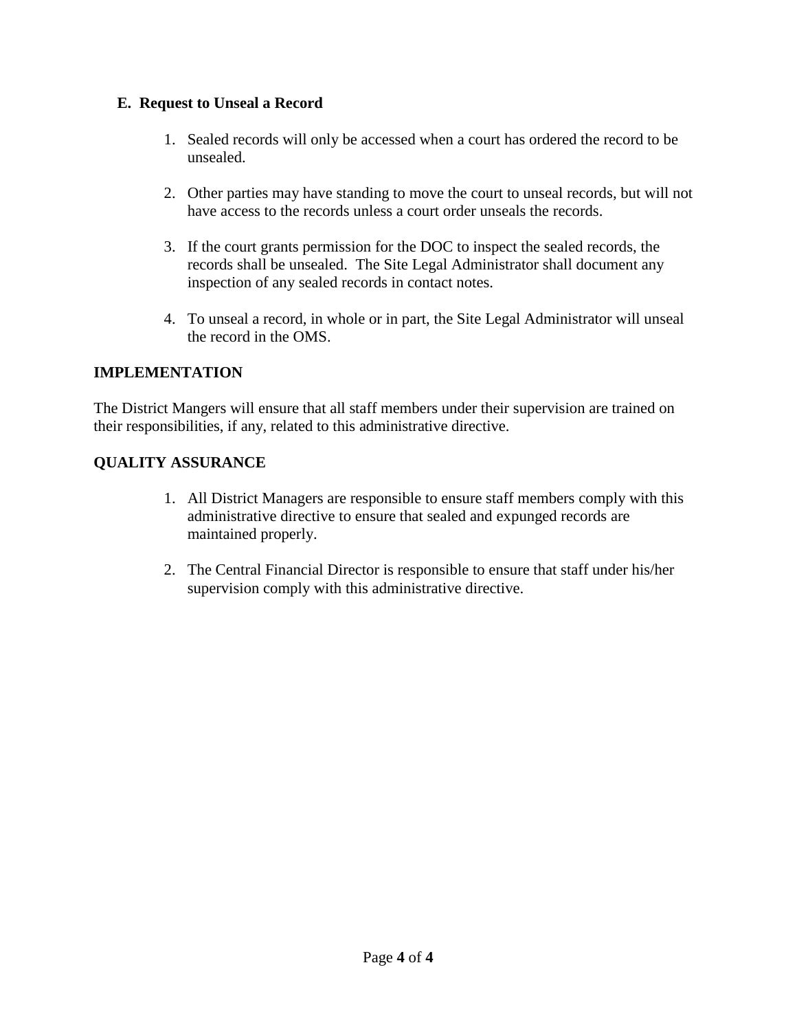### E. Request to Unseal a Record

1. Sealed records will only be accessed when a court has ordered the record to be unsealed.

2. Other parties may have standing to move the court to unseal records, but will not have access to the records unless a court order unseals the records.

3. If the court grants permission for the DOC to inspect the sealed records, the records shall be unsealed. The Site Legal Administrator shall document any inspection of any sealed records in contact notes.

4. To unseal a record, in whole or in part, the Site Legal Administrator will unseal the record in the OMS.

## IMPLEMENTATION

The District Mangers will ensure that all staff members under their supervision are trained on their responsibilities, if any, related to this administrative directive.

## QUALITY ASSURANCE

1. All District Managers are responsible to ensure staff members comply with this administrative directive to ensure that sealed and expunged records are maintained properly.

2. The Central Financial Director is responsible to ensure that staff under his/her supervision comply with this administrative directive.